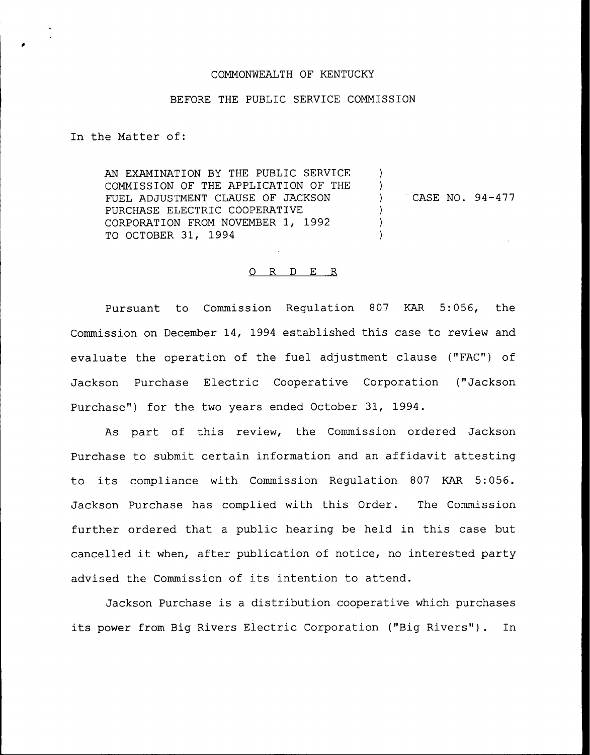COMMONWEALTH OF KENTUCKY

BEFORE THE PUBLIC SERVICE COMMISSION

In the Matter of:

| | | |
|---|---|---|
| AN EXAMINATION BY THE PUBLIC SERVICE COMMISSION OF THE APPLICATION OF THE FUEL ADJUSTMENT CLAUSE OF JACKSON PURCHASE ELECTRIC COOPERATIVE CORPORATION FROM NOVEMBER 1, 1992 TO OCTOBER 31, 1994 | ) | CASE NO. 94-477 |

O R D E R

Pursuant to Commission Regulation 807 KAR 5:056, the Commission on December 14, 1994 established this case to review and evaluate the operation of the fuel adjustment clause ("FAC") of Jackson Purchase Electric Cooperative Corporation ("Jackson Purchase") for the two years ended October 31, 1994.

As part of this review, the Commission ordered Jackson Purchase to submit certain information and an affidavit attesting to its compliance with Commission Regulation 807 KAR 5:056. Jackson Purchase has complied with this Order. The Commission further ordered that a public hearing be held in this case but cancelled it when, after publication of notice, no interested party advised the Commission of its intention to attend.

Jackson Purchase is a distribution cooperative which purchases its power from Big Rivers Electric Corporation ("Big Rivers"). In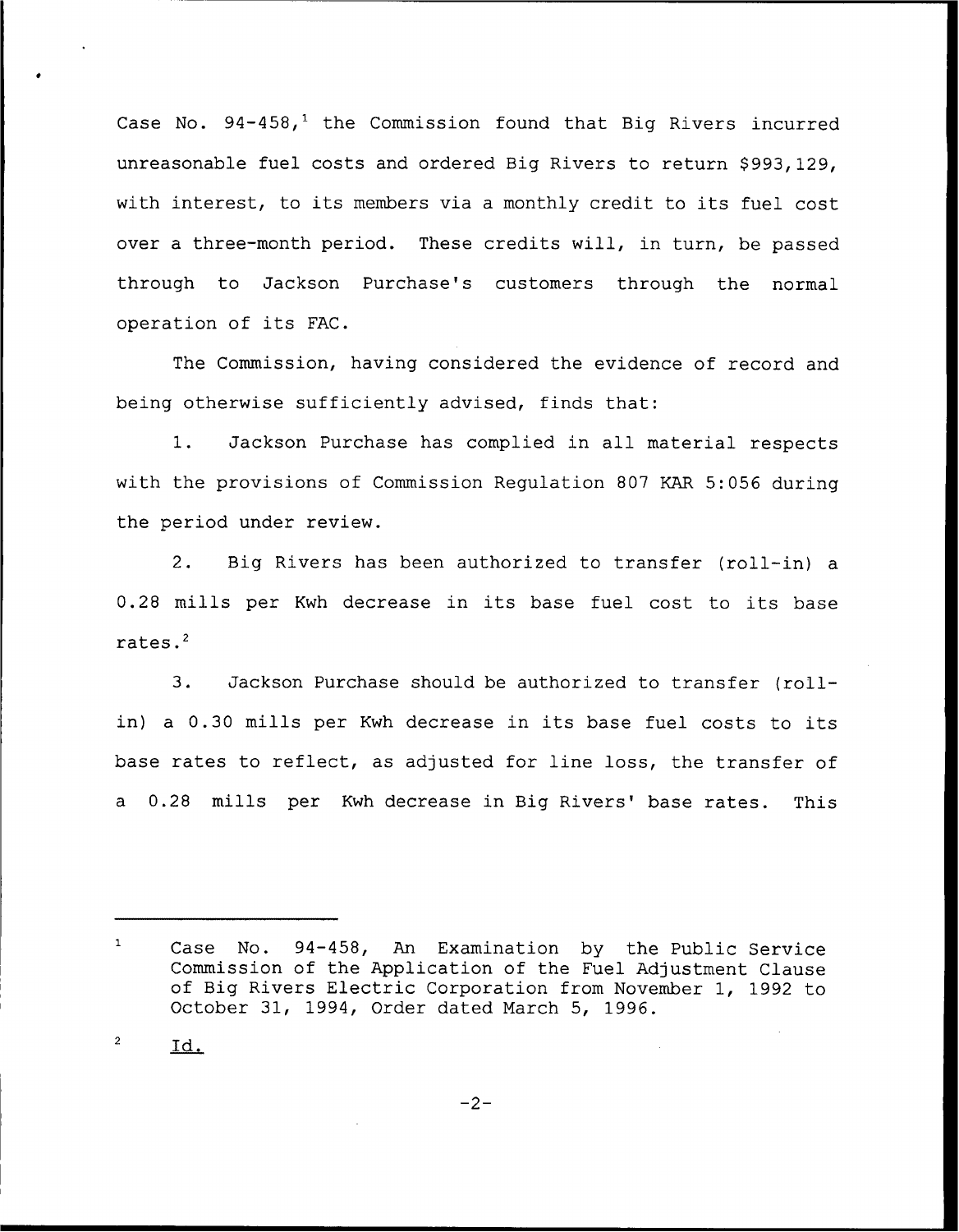Case No. 94-458,[1] the Commission found that Big Rivers incurred unreasonable fuel costs and ordered Big Rivers to return $993,129, with interest, to its members via a monthly credit to its fuel cost over a three-month period. These credits will, in turn, be passed through to Jackson Purchase's customers through the normal operation of its FAC.

The Commission, having considered the evidence of record and being otherwise sufficiently advised, finds that:

1. Jackson Purchase has complied in all material respects with the provisions of Commission Regulation 807 KAR 5:056 during the period under review.

2. Big Rivers has been authorized to transfer (roll-in) a 0.28 mills per Kwh decrease in its base fuel cost to its base rates.[2]

3. Jackson Purchase should be authorized to transfer (roll-in) a 0.30 mills per Kwh decrease in its base fuel costs to its base rates to reflect, as adjusted for line loss, the transfer of a 0.28 mills per Kwh decrease in Big Rivers' base rates. This

---

[1] Case No. 94-458, An Examination by the Public Service Commission of the Application of the Fuel Adjustment Clause of Big Rivers Electric Corporation from November 1, 1992 to October 31, 1994, Order dated March 5, 1996.

[2] Id.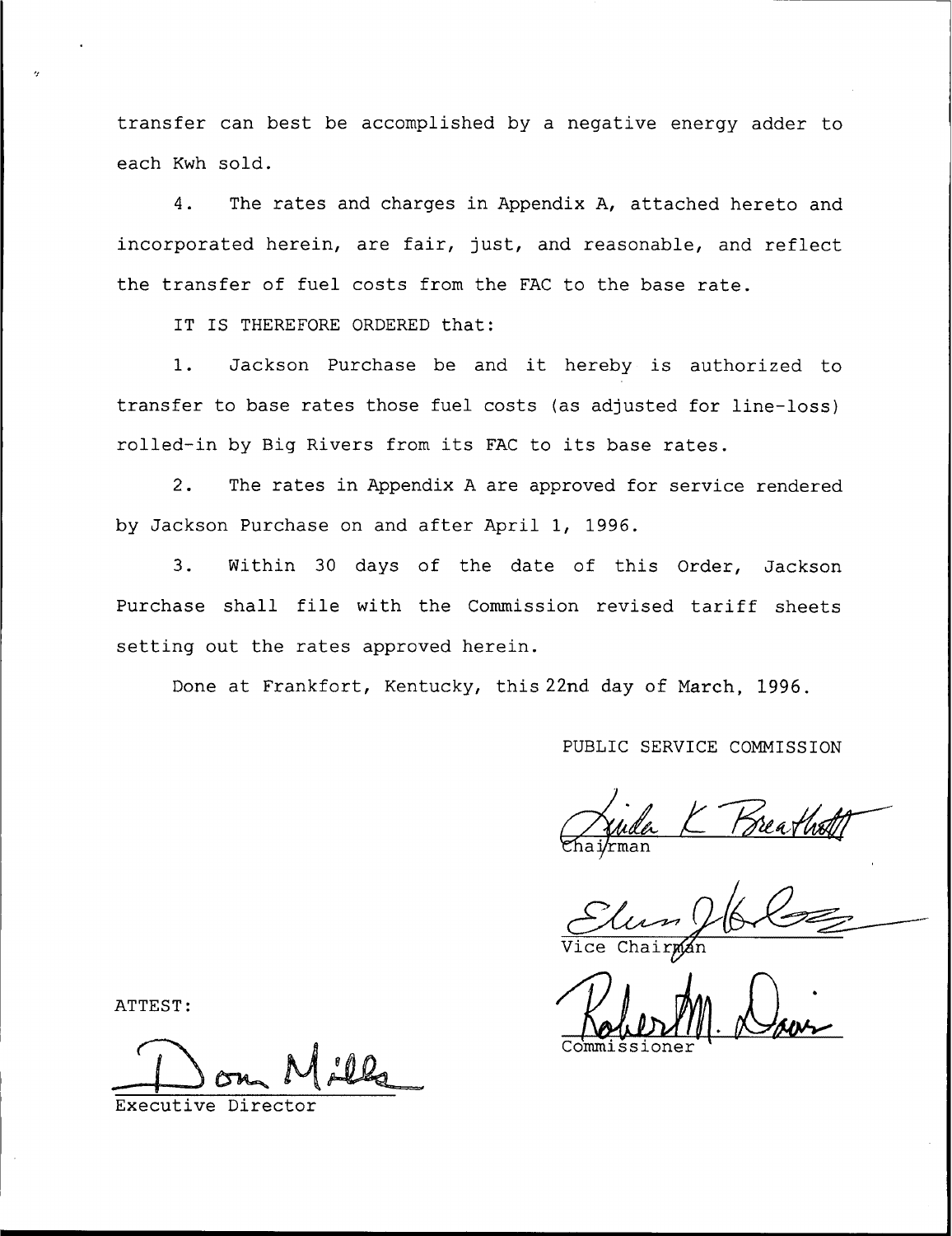transfer can best be accomplished by a negative energy adder to each Kwh sold.

4. The rates and charges in Appendix A, attached hereto and incorporated herein, are fair, just, and reasonable, and reflect the transfer of fuel costs from the FAC to the base rate.

IT IS THEREFORE ORDERED that:

1. Jackson Purchase be and it hereby is authorized to transfer to base rates those fuel costs (as adjusted for line-loss) rolled-in by Big Rivers from its FAC to its base rates.

2. The rates in Appendix A are approved for service rendered by Jackson Purchase on and after April 1, 1996.

3. Within 30 days of the date of this Order, Jackson Purchase shall file with the Commission revised tariff sheets setting out the rates approved herein.

Done at Frankfort, Kentucky, this 22nd day of March, 1996.

PUBLIC SERVICE COMMISSION

Linda K. Breathitt
Chairman

Vice Chairman

Robert M. Davis
Commissioner

ATTEST:

Don Mills
Executive Director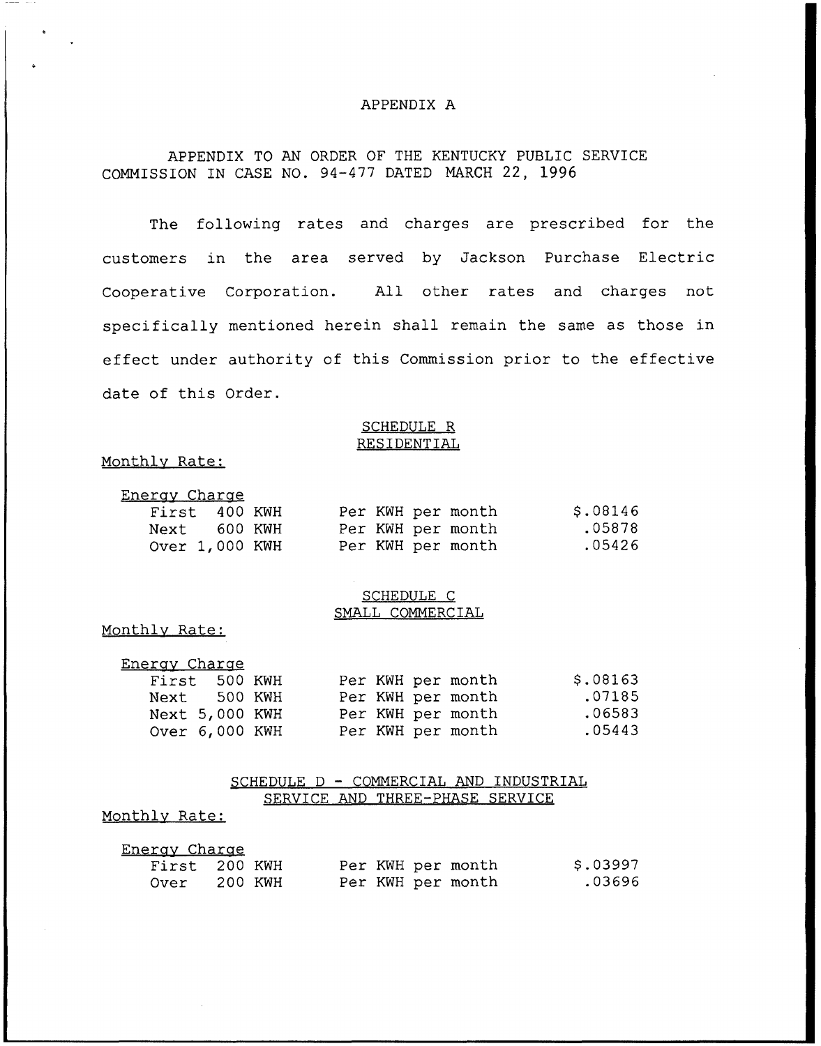# APPENDIX A

APPENDIX TO AN ORDER OF THE KENTUCKY PUBLIC SERVICE COMMISSION IN CASE NO. 94-477 DATED MARCH 22, 1996

The following rates and charges are prescribed for the customers in the area served by Jackson Purchase Electric Cooperative Corporation. All other rates and charges not specifically mentioned herein shall remain the same as those in effect under authority of this Commission prior to the effective date of this Order.

## SCHEDULE R
## RESIDENTIAL

Monthly Rate:

Energy Charge

| | | |
|---|---|---|
| First 400 KWH | Per KWH per month | $.08146 |
| Next 600 KWH | Per KWH per month | .05878 |
| Over 1,000 KWH | Per KWH per month | .05426 |

## SCHEDULE C
## SMALL COMMERCIAL

Monthly Rate:

Energy Charge

| | | |
|---|---|---|
| First 500 KWH | Per KWH per month | $.08163 |
| Next 500 KWH | Per KWH per month | .07185 |
| Next 5,000 KWH | Per KWH per month | .06583 |
| Over 6,000 KWH | Per KWH per month | .05443 |

## SCHEDULE D - COMMERCIAL AND INDUSTRIAL SERVICE AND THREE-PHASE SERVICE

Monthly Rate:

Energy Charge

| | | |
|---|---|---|
| First 200 KWH | Per KWH per month | $.03997 |
| Over 200 KWH | Per KWH per month | .03696 |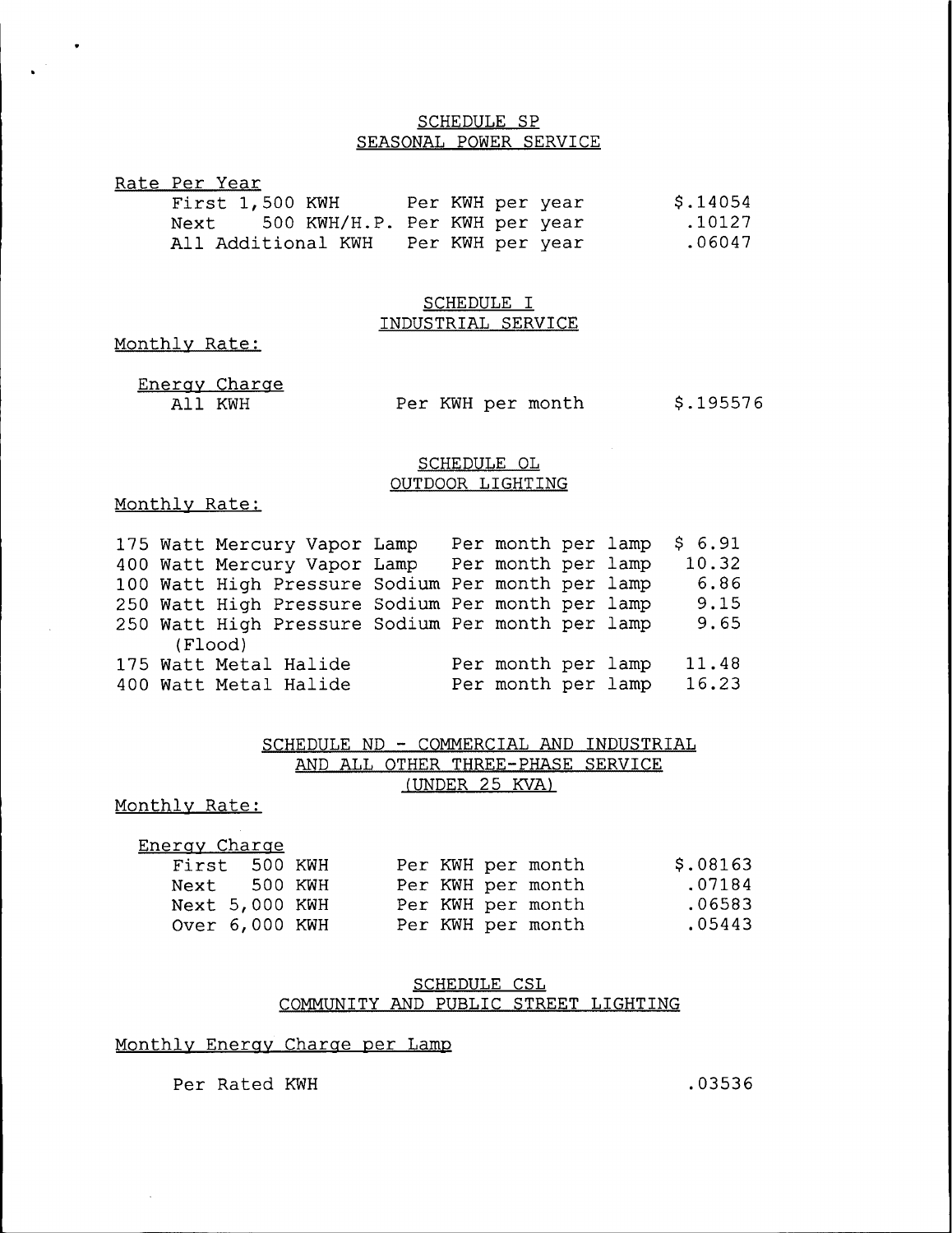## SCHEDULE SP
## SEASONAL POWER SERVICE

Rate Per Year

| | | |
|---|---|---|
| First 1,500 KWH | Per KWH per year | $.14054 |
| Next 500 KWH/H.P. | Per KWH per year | .10127 |
| All Additional KWH | Per KWH per year | .06047 |

## SCHEDULE I
## INDUSTRIAL SERVICE

Monthly Rate:

Energy Charge

| | | |
|---|---|---|
| All KWH | Per KWH per month | $.195576 |

## SCHEDULE OL
## OUTDOOR LIGHTING

Monthly Rate:

| | | |
|---|---|---|
| 175 Watt Mercury Vapor Lamp | Per month per lamp | $ 6.91 |
| 400 Watt Mercury Vapor Lamp | Per month per lamp | 10.32 |
| 100 Watt High Pressure Sodium | Per month per lamp | 6.86 |
| 250 Watt High Pressure Sodium | Per month per lamp | 9.15 |
| 250 Watt High Pressure Sodium (Flood) | Per month per lamp | 9.65 |
| 175 Watt Metal Halide | Per month per lamp | 11.48 |
| 400 Watt Metal Halide | Per month per lamp | 16.23 |

## SCHEDULE ND - COMMERCIAL AND INDUSTRIAL AND ALL OTHER THREE-PHASE SERVICE (UNDER 25 KVA)

Monthly Rate:

Energy Charge

| | | |
|---|---|---|
| First 500 KWH | Per KWH per month | $.08163 |
| Next 500 KWH | Per KWH per month | .07184 |
| Next 5,000 KWH | Per KWH per month | .06583 |
| Over 6,000 KWH | Per KWH per month | .05443 |

## SCHEDULE CSL
## COMMUNITY AND PUBLIC STREET LIGHTING

Monthly Energy Charge per Lamp

| | |
|---|---|
| Per Rated KWH | .03536 |